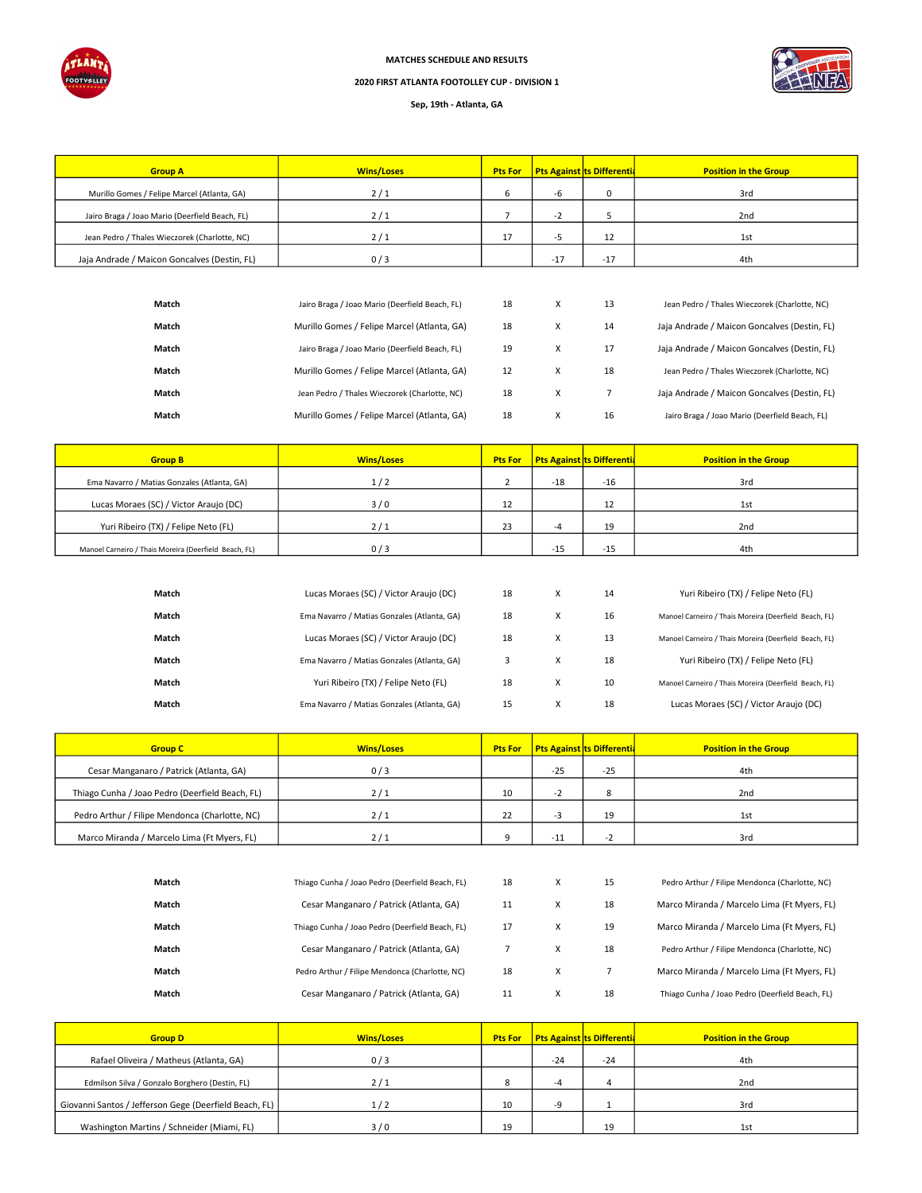**MATCHES SCHEDULE AND RESULTS**

**2020 FIRST ATLANTA FOOTOLLEY CUP - DIVISION 1**

**Sep, 19th - Atlanta, GA**

| Group A | Wins/Loses | Pts For | Pts Against | Pts Differential | Position in the Group |
|---|---|---|---|---|---|
| Murillo Gomes / Felipe Marcel (Atlanta, GA) | 2 / 1 | 6 | -6 | 0 | 3rd |
| Jairo Braga / Joao Mario (Deerfield Beach, FL) | 2 / 1 | 7 | -2 | 5 | 2nd |
| Jean Pedro / Thales Wieczorek (Charlotte, NC) | 2 / 1 | 17 | -5 | 12 | 1st |
| Jaja Andrade / Maicon Goncalves (Destin, FL) | 0 / 3 | | -17 | -17 | 4th |

| | | | | | |
|---|---|---|---|---|---|
| Match | Jairo Braga / Joao Mario (Deerfield Beach, FL) | 18 | X | 13 | Jean Pedro / Thales Wieczorek (Charlotte, NC) |
| Match | Murillo Gomes / Felipe Marcel (Atlanta, GA) | 18 | X | 14 | Jaja Andrade / Maicon Goncalves (Destin, FL) |
| Match | Jairo Braga / Joao Mario (Deerfield Beach, FL) | 19 | X | 17 | Jaja Andrade / Maicon Goncalves (Destin, FL) |
| Match | Murillo Gomes / Felipe Marcel (Atlanta, GA) | 12 | X | 18 | Jean Pedro / Thales Wieczorek (Charlotte, NC) |
| Match | Jean Pedro / Thales Wieczorek (Charlotte, NC) | 18 | X | 7 | Jaja Andrade / Maicon Goncalves (Destin, FL) |
| Match | Murillo Gomes / Felipe Marcel (Atlanta, GA) | 18 | X | 16 | Jairo Braga / Joao Mario (Deerfield Beach, FL) |

| Group B | Wins/Loses | Pts For | Pts Against | Pts Differential | Position in the Group |
|---|---|---|---|---|---|
| Ema Navarro / Matias Gonzales (Atlanta, GA) | 1 / 2 | 2 | -18 | -16 | 3rd |
| Lucas Moraes (SC) / Victor Araujo (DC) | 3 / 0 | 12 | | 12 | 1st |
| Yuri Ribeiro (TX) / Felipe Neto (FL) | 2 / 1 | 23 | -4 | 19 | 2nd |
| Manoel Carneiro / Thais Moreira (Deerfield Beach, FL) | 0 / 3 | | -15 | -15 | 4th |

| | | | | | |
|---|---|---|---|---|---|
| Match | Lucas Moraes (SC) / Victor Araujo (DC) | 18 | X | 14 | Yuri Ribeiro (TX) / Felipe Neto (FL) |
| Match | Ema Navarro / Matias Gonzales (Atlanta, GA) | 18 | X | 16 | Manoel Carneiro / Thais Moreira (Deerfield Beach, FL) |
| Match | Lucas Moraes (SC) / Victor Araujo (DC) | 18 | X | 13 | Manoel Carneiro / Thais Moreira (Deerfield Beach, FL) |
| Match | Ema Navarro / Matias Gonzales (Atlanta, GA) | 3 | X | 18 | Yuri Ribeiro (TX) / Felipe Neto (FL) |
| Match | Yuri Ribeiro (TX) / Felipe Neto (FL) | 18 | X | 10 | Manoel Carneiro / Thais Moreira (Deerfield Beach, FL) |
| Match | Ema Navarro / Matias Gonzales (Atlanta, GA) | 15 | X | 18 | Lucas Moraes (SC) / Victor Araujo (DC) |

| Group C | Wins/Loses | Pts For | Pts Against | Pts Differential | Position in the Group |
|---|---|---|---|---|---|
| Cesar Manganaro / Patrick (Atlanta, GA) | 0 / 3 | | -25 | -25 | 4th |
| Thiago Cunha / Joao Pedro (Deerfield Beach, FL) | 2 / 1 | 10 | -2 | 8 | 2nd |
| Pedro Arthur / Filipe Mendonca (Charlotte, NC) | 2 / 1 | 22 | -3 | 19 | 1st |
| Marco Miranda / Marcelo Lima (Ft Myers, FL) | 2 / 1 | 9 | -11 | -2 | 3rd |

| | | | | | |
|---|---|---|---|---|---|
| Match | Thiago Cunha / Joao Pedro (Deerfield Beach, FL) | 18 | X | 15 | Pedro Arthur / Filipe Mendonca (Charlotte, NC) |
| Match | Cesar Manganaro / Patrick (Atlanta, GA) | 11 | X | 18 | Marco Miranda / Marcelo Lima (Ft Myers, FL) |
| Match | Thiago Cunha / Joao Pedro (Deerfield Beach, FL) | 17 | X | 19 | Marco Miranda / Marcelo Lima (Ft Myers, FL) |
| Match | Cesar Manganaro / Patrick (Atlanta, GA) | 7 | X | 18 | Pedro Arthur / Filipe Mendonca (Charlotte, NC) |
| Match | Pedro Arthur / Filipe Mendonca (Charlotte, NC) | 18 | X | 7 | Marco Miranda / Marcelo Lima (Ft Myers, FL) |
| Match | Cesar Manganaro / Patrick (Atlanta, GA) | 11 | X | 18 | Thiago Cunha / Joao Pedro (Deerfield Beach, FL) |

| Group D | Wins/Loses | Pts For | Pts Against | Pts Differential | Position in the Group |
|---|---|---|---|---|---|
| Rafael Oliveira / Matheus (Atlanta, GA) | 0 / 3 | | -24 | -24 | 4th |
| Edmilson Silva / Gonzalo Borghero (Destin, FL) | 2 / 1 | 8 | -4 | 4 | 2nd |
| Giovanni Santos / Jefferson Gege (Deerfield Beach, FL) | 1 / 2 | 10 | -9 | 1 | 3rd |
| Washington Martins / Schneider (Miami, FL) | 3 / 0 | 19 | | 19 | 1st |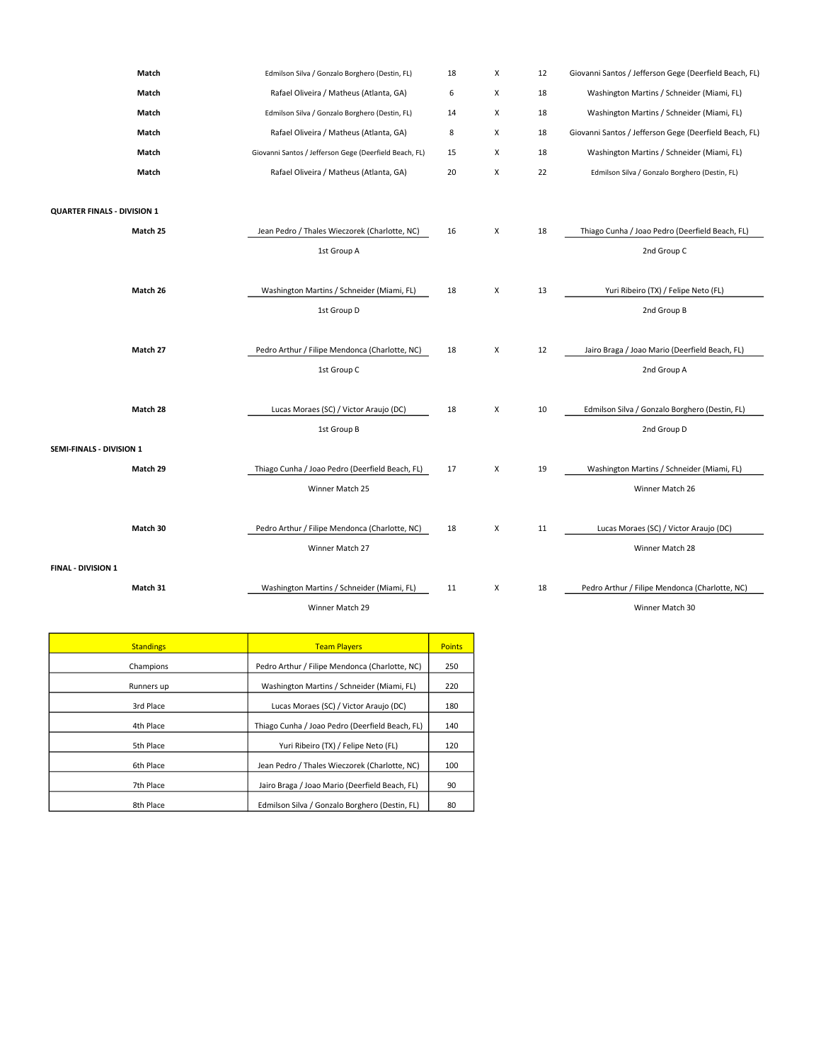| | | | | | |
|---|---|---|---|---|---|
| **Match** | Edmilson Silva / Gonzalo Borghero (Destin, FL) | 18 | X | 12 | Giovanni Santos / Jefferson Gege (Deerfield Beach, FL) |
| **Match** | Rafael Oliveira / Matheus (Atlanta, GA) | 6 | X | 18 | Washington Martins / Schneider (Miami, FL) |
| **Match** | Edmilson Silva / Gonzalo Borghero (Destin, FL) | 14 | X | 18 | Washington Martins / Schneider (Miami, FL) |
| **Match** | Rafael Oliveira / Matheus (Atlanta, GA) | 8 | X | 18 | Giovanni Santos / Jefferson Gege (Deerfield Beach, FL) |
| **Match** | Giovanni Santos / Jefferson Gege (Deerfield Beach, FL) | 15 | X | 18 | Washington Martins / Schneider (Miami, FL) |
| **Match** | Rafael Oliveira / Matheus (Atlanta, GA) | 20 | X | 22 | Edmilson Silva / Gonzalo Borghero (Destin, FL) |

**QUARTER FINALS - DIVISION 1**

| | | | | | |
|---|---|---|---|---|---|
| **Match 25** | Jean Pedro / Thales Wieczorek (Charlotte, NC) | 16 | X | 18 | Thiago Cunha / Joao Pedro (Deerfield Beach, FL) |
| | 1st Group A | | | | 2nd Group C |
| **Match 26** | Washington Martins / Schneider (Miami, FL) | 18 | X | 13 | Yuri Ribeiro (TX) / Felipe Neto (FL) |
| | 1st Group D | | | | 2nd Group B |
| **Match 27** | Pedro Arthur / Filipe Mendonca (Charlotte, NC) | 18 | X | 12 | Jairo Braga / Joao Mario (Deerfield Beach, FL) |
| | 1st Group C | | | | 2nd Group A |
| **Match 28** | Lucas Moraes (SC) / Victor Araujo (DC) | 18 | X | 10 | Edmilson Silva / Gonzalo Borghero (Destin, FL) |
| | 1st Group B | | | | 2nd Group D |

**SEMI-FINALS - DIVISION 1**

| | | | | | |
|---|---|---|---|---|---|
| **Match 29** | Thiago Cunha / Joao Pedro (Deerfield Beach, FL) | 17 | X | 19 | Washington Martins / Schneider (Miami, FL) |
| | Winner Match 25 | | | | Winner Match 26 |
| **Match 30** | Pedro Arthur / Filipe Mendonca (Charlotte, NC) | 18 | X | 11 | Lucas Moraes (SC) / Victor Araujo (DC) |
| | Winner Match 27 | | | | Winner Match 28 |

**FINAL - DIVISION 1**

| | | | | | |
|---|---|---|---|---|---|
| **Match 31** | Washington Martins / Schneider (Miami, FL) | 11 | X | 18 | Pedro Arthur / Filipe Mendonca (Charlotte, NC) |
| | Winner Match 29 | | | | Winner Match 30 |

| Standings | Team Players | Points |
|---|---|---|
| Champions | Pedro Arthur / Filipe Mendonca (Charlotte, NC) | 250 |
| Runners up | Washington Martins / Schneider (Miami, FL) | 220 |
| 3rd Place | Lucas Moraes (SC) / Victor Araujo (DC) | 180 |
| 4th Place | Thiago Cunha / Joao Pedro (Deerfield Beach, FL) | 140 |
| 5th Place | Yuri Ribeiro (TX) / Felipe Neto (FL) | 120 |
| 6th Place | Jean Pedro / Thales Wieczorek (Charlotte, NC) | 100 |
| 7th Place | Jairo Braga / Joao Mario (Deerfield Beach, FL) | 90 |
| 8th Place | Edmilson Silva / Gonzalo Borghero (Destin, FL) | 80 |